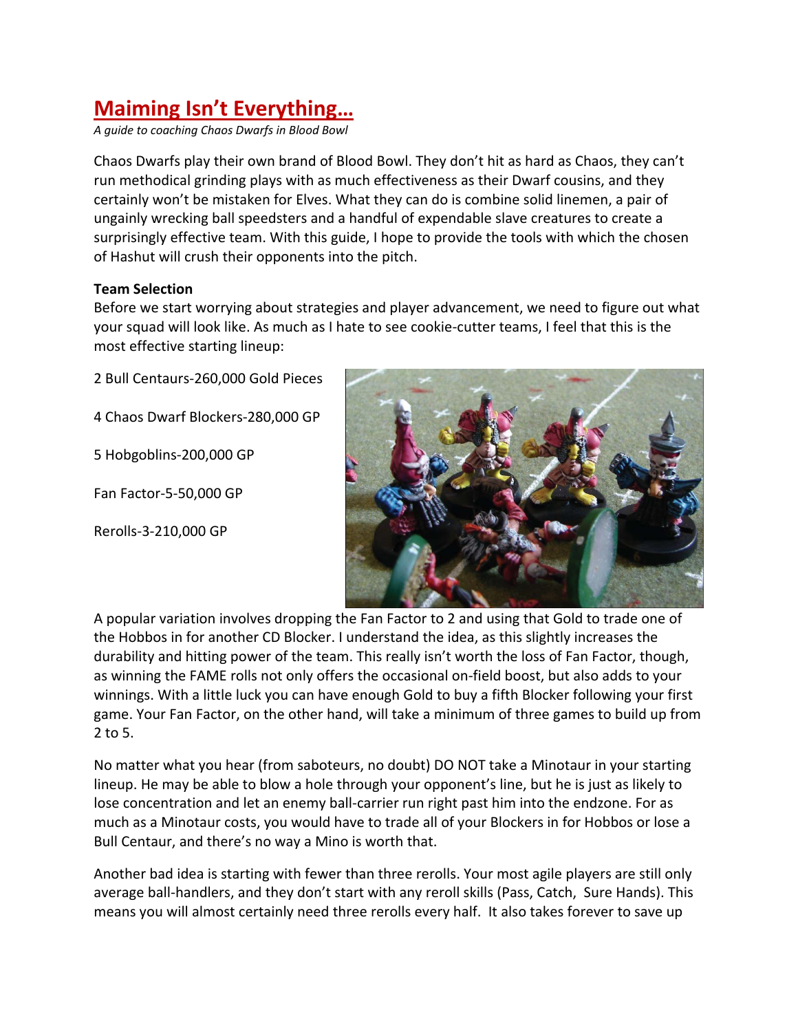# Maiming Isn't Everything…

*A guide to coaching Chaos Dwarfs in Blood Bowl*

Chaos Dwarfs play their own brand of Blood Bowl. They don't hit as hard as Chaos, they can't run methodical grinding plays with as much effectiveness as their Dwarf cousins, and they certainly won't be mistaken for Elves. What they can do is combine solid linemen, a pair of ungainly wrecking ball speedsters and a handful of expendable slave creatures to create a surprisingly effective team. With this guide, I hope to provide the tools with which the chosen of Hashut will crush their opponents into the pitch.

**Team Selection**

Before we start worrying about strategies and player advancement, we need to figure out what your squad will look like. As much as I hate to see cookie-cutter teams, I feel that this is the most effective starting lineup:

2 Bull Centaurs-260,000 Gold Pieces

4 Chaos Dwarf Blockers-280,000 GP

5 Hobgoblins-200,000 GP

Fan Factor-5-50,000 GP

Rerolls-3-210,000 GP

A popular variation involves dropping the Fan Factor to 2 and using that Gold to trade one of the Hobbos in for another CD Blocker. I understand the idea, as this slightly increases the durability and hitting power of the team. This really isn't worth the loss of Fan Factor, though, as winning the FAME rolls not only offers the occasional on-field boost, but also adds to your winnings. With a little luck you can have enough Gold to buy a fifth Blocker following your first game. Your Fan Factor, on the other hand, will take a minimum of three games to build up from 2 to 5.

No matter what you hear (from saboteurs, no doubt) DO NOT take a Minotaur in your starting lineup. He may be able to blow a hole through your opponent's line, but he is just as likely to lose concentration and let an enemy ball-carrier run right past him into the endzone. For as much as a Minotaur costs, you would have to trade all of your Blockers in for Hobbos or lose a Bull Centaur, and there's no way a Mino is worth that.

Another bad idea is starting with fewer than three rerolls. Your most agile players are still only average ball-handlers, and they don't start with any reroll skills (Pass, Catch, Sure Hands). This means you will almost certainly need three rerolls every half. It also takes forever to save up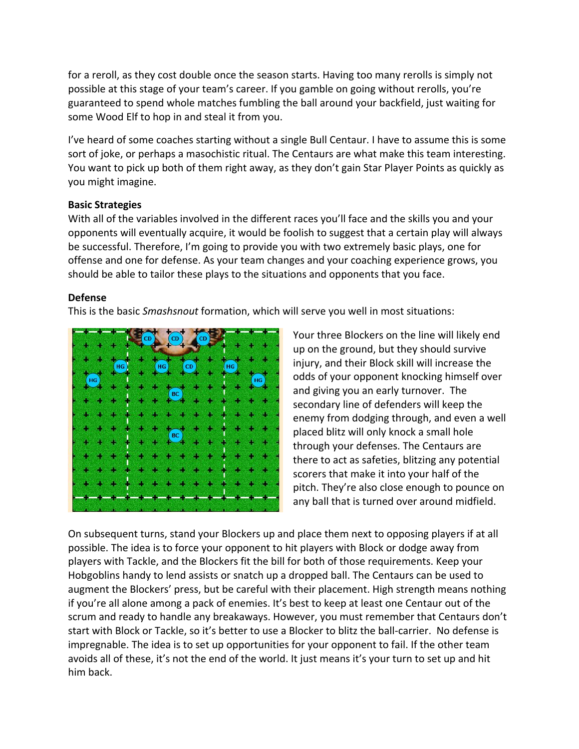for a reroll, as they cost double once the season starts. Having too many rerolls is simply not possible at this stage of your team's career. If you gamble on going without rerolls, you're guaranteed to spend whole matches fumbling the ball around your backfield, just waiting for some Wood Elf to hop in and steal it from you.

I've heard of some coaches starting without a single Bull Centaur. I have to assume this is some sort of joke, or perhaps a masochistic ritual. The Centaurs are what make this team interesting. You want to pick up both of them right away, as they don't gain Star Player Points as quickly as you might imagine.

**Basic Strategies**

With all of the variables involved in the different races you'll face and the skills you and your opponents will eventually acquire, it would be foolish to suggest that a certain play will always be successful. Therefore, I'm going to provide you with two extremely basic plays, one for offense and one for defense. As your team changes and your coaching experience grows, you should be able to tailor these plays to the situations and opponents that you face.

**Defense**

This is the basic *Smashsnout* formation, which will serve you well in most situations:

Your three Blockers on the line will likely end up on the ground, but they should survive injury, and their Block skill will increase the odds of your opponent knocking himself over and giving you an early turnover. The secondary line of defenders will keep the enemy from dodging through, and even a well placed blitz will only knock a small hole through your defenses. The Centaurs are there to act as safeties, blitzing any potential scorers that make it into your half of the pitch. They're also close enough to pounce on any ball that is turned over around midfield.

On subsequent turns, stand your Blockers up and place them next to opposing players if at all possible. The idea is to force your opponent to hit players with Block or dodge away from players with Tackle, and the Blockers fit the bill for both of those requirements. Keep your Hobgoblins handy to lend assists or snatch up a dropped ball. The Centaurs can be used to augment the Blockers' press, but be careful with their placement. High strength means nothing if you're all alone among a pack of enemies. It's best to keep at least one Centaur out of the scrum and ready to handle any breakaways. However, you must remember that Centaurs don't start with Block or Tackle, so it's better to use a Blocker to blitz the ball-carrier. No defense is impregnable. The idea is to set up opportunities for your opponent to fail. If the other team avoids all of these, it's not the end of the world. It just means it's your turn to set up and hit him back.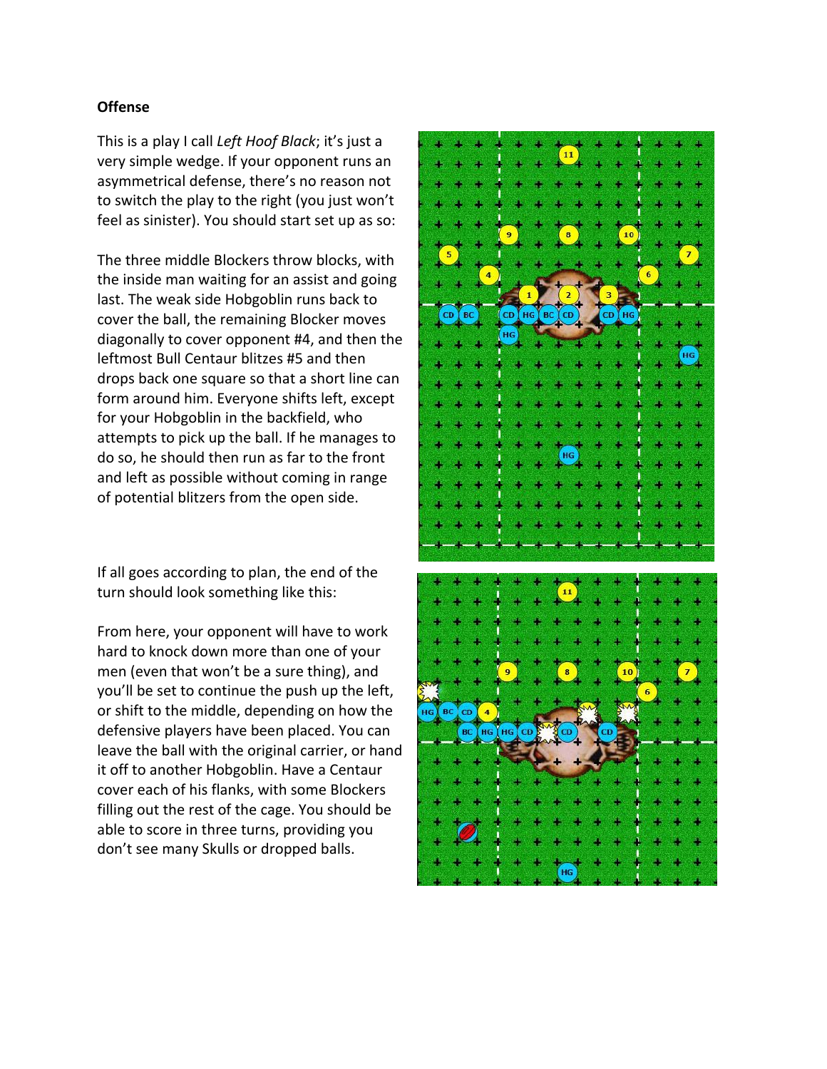**Offense**

This is a play I call *Left Hoof Black*; it's just a very simple wedge. If your opponent runs an asymmetrical defense, there's no reason not to switch the play to the right (you just won't feel as sinister). You should start set up as so:

The three middle Blockers throw blocks, with the inside man waiting for an assist and going last. The weak side Hobgoblin runs back to cover the ball, the remaining Blocker moves diagonally to cover opponent #4, and then the leftmost Bull Centaur blitzes #5 and then drops back one square so that a short line can form around him. Everyone shifts left, except for your Hobgoblin in the backfield, who attempts to pick up the ball. If he manages to do so, he should then run as far to the front and left as possible without coming in range of potential blitzers from the open side.

If all goes according to plan, the end of the turn should look something like this:

From here, your opponent will have to work hard to knock down more than one of your men (even that won't be a sure thing), and you'll be set to continue the push up the left, or shift to the middle, depending on how the defensive players have been placed. You can leave the ball with the original carrier, or hand it off to another Hobgoblin. Have a Centaur cover each of his flanks, with some Blockers filling out the rest of the cage. You should be able to score in three turns, providing you don't see many Skulls or dropped balls.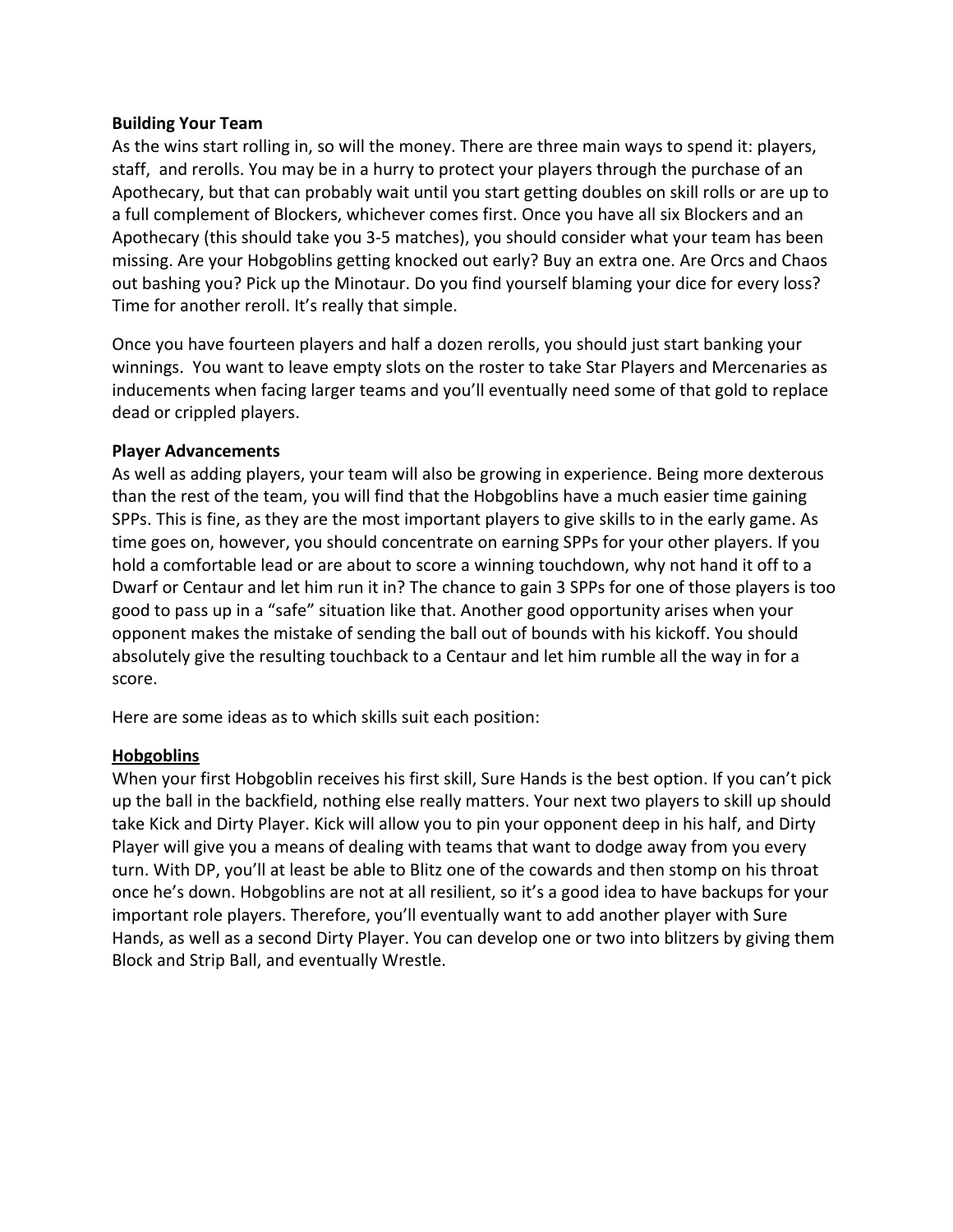**Building Your Team**

As the wins start rolling in, so will the money. There are three main ways to spend it: players, staff, and rerolls. You may be in a hurry to protect your players through the purchase of an Apothecary, but that can probably wait until you start getting doubles on skill rolls or are up to a full complement of Blockers, whichever comes first. Once you have all six Blockers and an Apothecary (this should take you 3-5 matches), you should consider what your team has been missing. Are your Hobgoblins getting knocked out early? Buy an extra one. Are Orcs and Chaos out bashing you? Pick up the Minotaur. Do you find yourself blaming your dice for every loss? Time for another reroll. It's really that simple.

Once you have fourteen players and half a dozen rerolls, you should just start banking your winnings. You want to leave empty slots on the roster to take Star Players and Mercenaries as inducements when facing larger teams and you'll eventually need some of that gold to replace dead or crippled players.

**Player Advancements**

As well as adding players, your team will also be growing in experience. Being more dexterous than the rest of the team, you will find that the Hobgoblins have a much easier time gaining SPPs. This is fine, as they are the most important players to give skills to in the early game. As time goes on, however, you should concentrate on earning SPPs for your other players. If you hold a comfortable lead or are about to score a winning touchdown, why not hand it off to a Dwarf or Centaur and let him run it in? The chance to gain 3 SPPs for one of those players is too good to pass up in a "safe" situation like that. Another good opportunity arises when your opponent makes the mistake of sending the ball out of bounds with his kickoff. You should absolutely give the resulting touchback to a Centaur and let him rumble all the way in for a score.

Here are some ideas as to which skills suit each position:

**<u>Hobgoblins</u>**

When your first Hobgoblin receives his first skill, Sure Hands is the best option. If you can't pick up the ball in the backfield, nothing else really matters. Your next two players to skill up should take Kick and Dirty Player. Kick will allow you to pin your opponent deep in his half, and Dirty Player will give you a means of dealing with teams that want to dodge away from you every turn. With DP, you'll at least be able to Blitz one of the cowards and then stomp on his throat once he's down. Hobgoblins are not at all resilient, so it's a good idea to have backups for your important role players. Therefore, you'll eventually want to add another player with Sure Hands, as well as a second Dirty Player. You can develop one or two into blitzers by giving them Block and Strip Ball, and eventually Wrestle.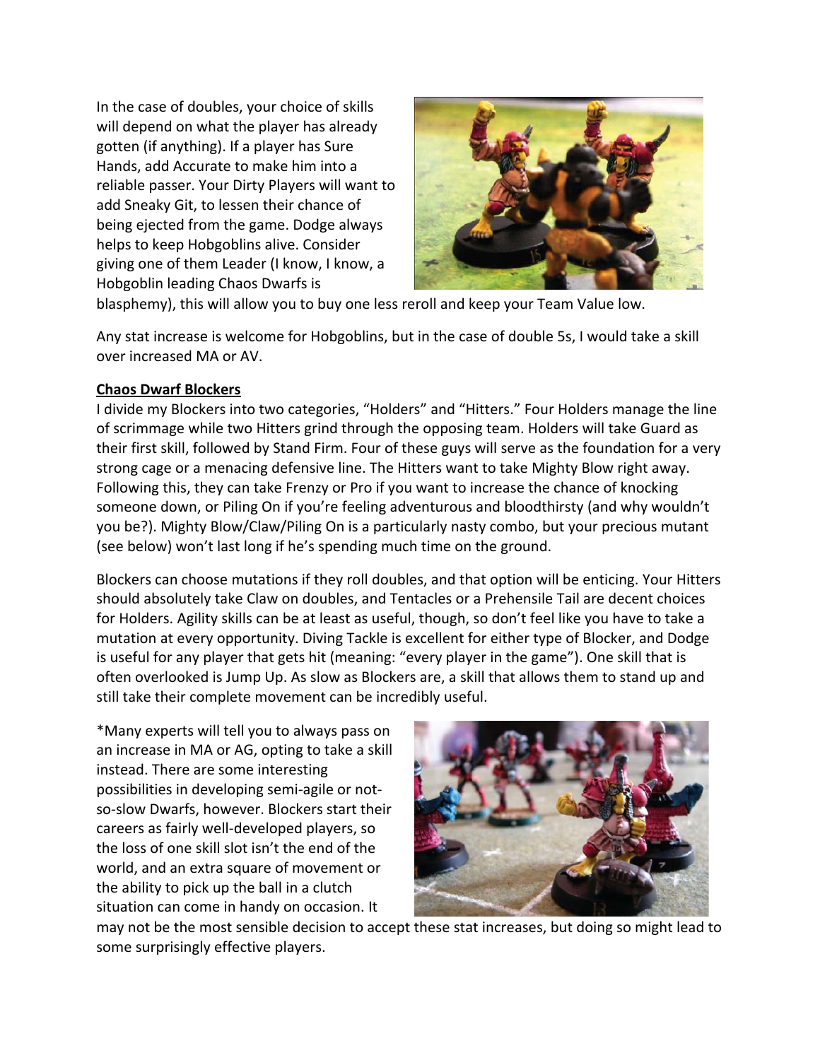In the case of doubles, your choice of skills will depend on what the player has already gotten (if anything). If a player has Sure Hands, add Accurate to make him into a reliable passer. Your Dirty Players will want to add Sneaky Git, to lessen their chance of being ejected from the game. Dodge always helps to keep Hobgoblins alive. Consider giving one of them Leader (I know, I know, a Hobgoblin leading Chaos Dwarfs is blasphemy), this will allow you to buy one less reroll and keep your Team Value low.

Any stat increase is welcome for Hobgoblins, but in the case of double 5s, I would take a skill over increased MA or AV.

**Chaos Dwarf Blockers**

I divide my Blockers into two categories, "Holders" and "Hitters." Four Holders manage the line of scrimmage while two Hitters grind through the opposing team. Holders will take Guard as their first skill, followed by Stand Firm. Four of these guys will serve as the foundation for a very strong cage or a menacing defensive line. The Hitters want to take Mighty Blow right away. Following this, they can take Frenzy or Pro if you want to increase the chance of knocking someone down, or Piling On if you're feeling adventurous and bloodthirsty (and why wouldn't you be?). Mighty Blow/Claw/Piling On is a particularly nasty combo, but your precious mutant (see below) won't last long if he's spending much time on the ground.

Blockers can choose mutations if they roll doubles, and that option will be enticing. Your Hitters should absolutely take Claw on doubles, and Tentacles or a Prehensile Tail are decent choices for Holders. Agility skills can be at least as useful, though, so don't feel like you have to take a mutation at every opportunity. Diving Tackle is excellent for either type of Blocker, and Dodge is useful for any player that gets hit (meaning: "every player in the game"). One skill that is often overlooked is Jump Up. As slow as Blockers are, a skill that allows them to stand up and still take their complete movement can be incredibly useful.

*Many experts will tell you to always pass on an increase in MA or AG, opting to take a skill instead. There are some interesting possibilities in developing semi-agile or not-so-slow Dwarfs, however. Blockers start their careers as fairly well-developed players, so the loss of one skill slot isn't the end of the world, and an extra square of movement or the ability to pick up the ball in a clutch situation can come in handy on occasion. It may not be the most sensible decision to accept these stat increases, but doing so might lead to some surprisingly effective players.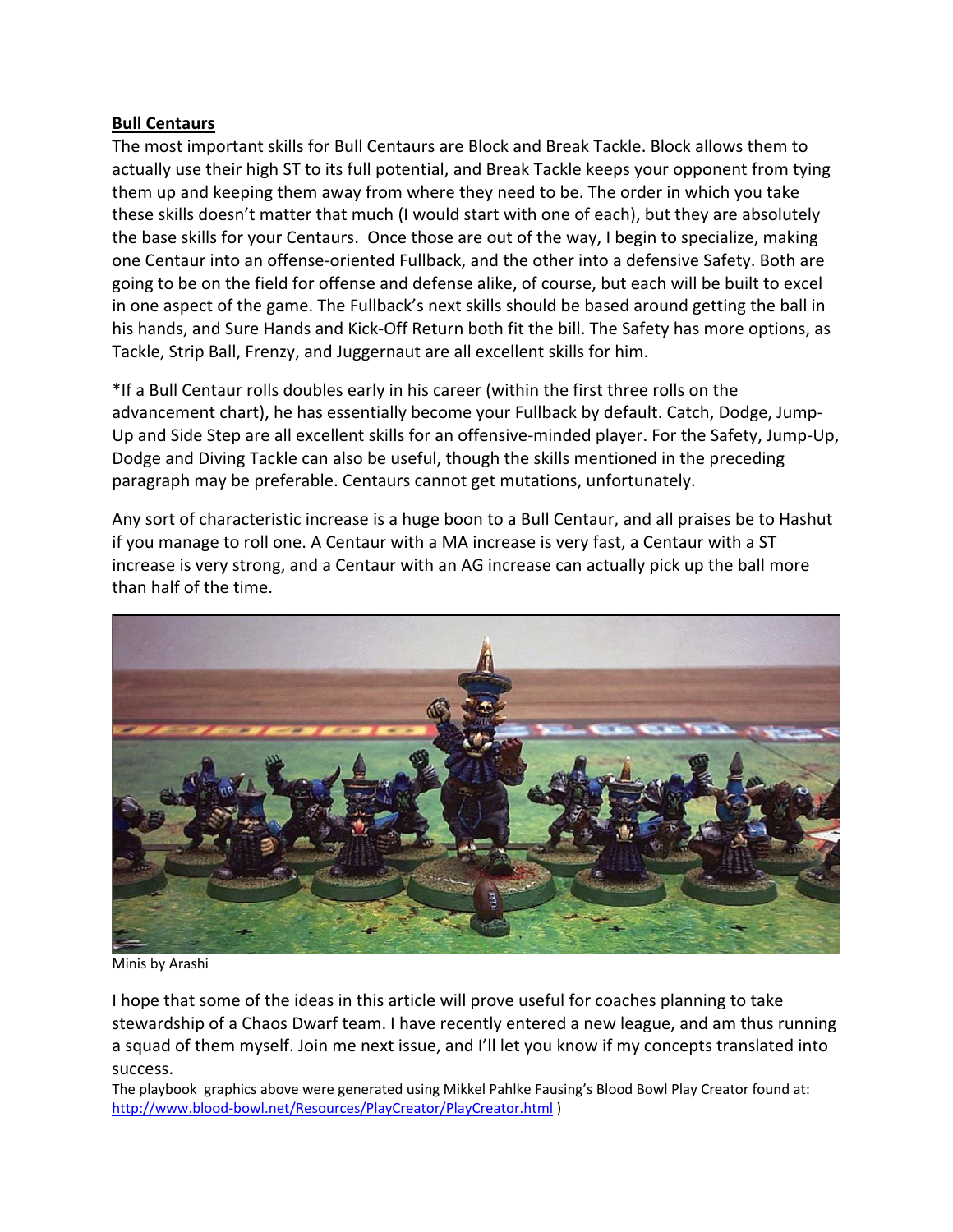**Bull Centaurs**

The most important skills for Bull Centaurs are Block and Break Tackle. Block allows them to actually use their high ST to its full potential, and Break Tackle keeps your opponent from tying them up and keeping them away from where they need to be. The order in which you take these skills doesn't matter that much (I would start with one of each), but they are absolutely the base skills for your Centaurs. Once those are out of the way, I begin to specialize, making one Centaur into an offense-oriented Fullback, and the other into a defensive Safety. Both are going to be on the field for offense and defense alike, of course, but each will be built to excel in one aspect of the game. The Fullback's next skills should be based around getting the ball in his hands, and Sure Hands and Kick-Off Return both fit the bill. The Safety has more options, as Tackle, Strip Ball, Frenzy, and Juggernaut are all excellent skills for him.

*If a Bull Centaur rolls doubles early in his career (within the first three rolls on the advancement chart), he has essentially become your Fullback by default. Catch, Dodge, Jump-Up and Side Step are all excellent skills for an offensive-minded player. For the Safety, Jump-Up, Dodge and Diving Tackle can also be useful, though the skills mentioned in the preceding paragraph may be preferable. Centaurs cannot get mutations, unfortunately.

Any sort of characteristic increase is a huge boon to a Bull Centaur, and all praises be to Hashut if you manage to roll one. A Centaur with a MA increase is very fast, a Centaur with a ST increase is very strong, and a Centaur with an AG increase can actually pick up the ball more than half of the time.

Minis by Arashi

I hope that some of the ideas in this article will prove useful for coaches planning to take stewardship of a Chaos Dwarf team. I have recently entered a new league, and am thus running a squad of them myself. Join me next issue, and I'll let you know if my concepts translated into success.

The playbook graphics above were generated using Mikkel Pahlke Fausing's Blood Bowl Play Creator found at: http://www.blood-bowl.net/Resources/PlayCreator/PlayCreator.html )